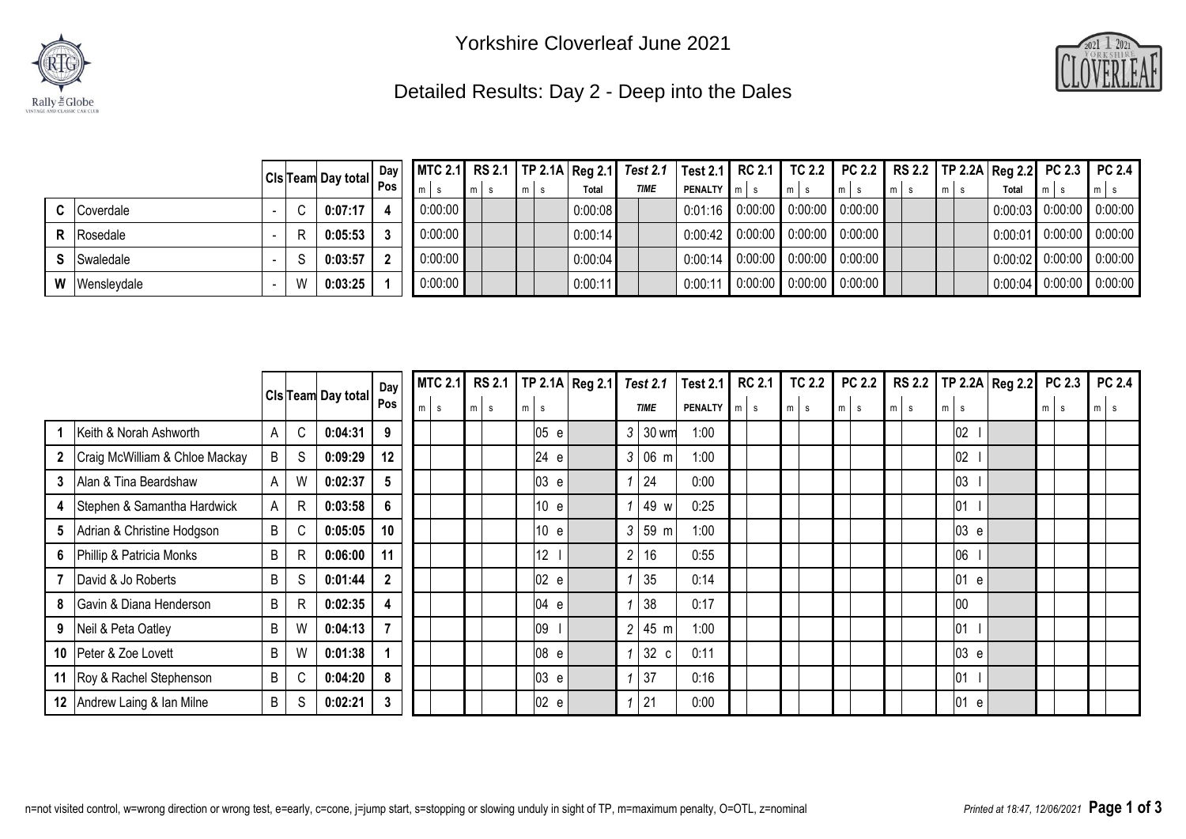# Yorkshire Cloverleaf June 2021

## Detailed Results: Day 2 - Deep into the Dales

| | | Cls | Team | Day total | Day Pos | MTC 2.1 (m s) | RS 2.1 (m s) | TP 2.1A (m s) | Reg 2.1 Total | Test 2.1 TIME | Test 2.1 PENALTY | RC 2.1 (m s) | TC 2.2 (m s) | PC 2.2 (m s) | RS 2.2 (m s) | TP 2.2A (m s) | Reg 2.2 Total | PC 2.3 (m s) | PC 2.4 (m s) |
|---|---|---|---|---|---|---|---|---|---|---|---|---|---|---|---|---|---|---|---|
| C | Coverdale | - | C | 0:07:17 | 4 | 0:00:00 | | | 0:00:08 | | 0:01:16 | 0:00:00 | 0:00:00 | 0:00:00 | | | 0:00:03 | 0:00:00 | 0:00:00 |
| R | Rosedale | - | R | 0:05:53 | 3 | 0:00:00 | | | 0:00:14 | | 0:00:42 | 0:00:00 | 0:00:00 | 0:00:00 | | | 0:00:01 | 0:00:00 | 0:00:00 |
| S | Swaledale | - | S | 0:03:57 | 2 | 0:00:00 | | | 0:00:04 | | 0:00:14 | 0:00:00 | 0:00:00 | 0:00:00 | | | 0:00:02 | 0:00:00 | 0:00:00 |
| W | Wensleydale | - | W | 0:03:25 | 1 | 0:00:00 | | | 0:00:11 | | 0:00:11 | 0:00:00 | 0:00:00 | 0:00:00 | | | 0:00:04 | 0:00:00 | 0:00:00 |

| | | Cls | Team | Day total | Day Pos | MTC 2.1 (m s) | RS 2.1 (m s) | TP 2.1A (m s) | Reg 2.1 | Test 2.1 TIME | Test 2.1 PENALTY | RC 2.1 (m s) | TC 2.2 (m s) | PC 2.2 (m s) | RS 2.2 (m s) | TP 2.2A (m s) | Reg 2.2 | PC 2.3 (m s) | PC 2.4 (m s) |
|---|---|---|---|---|---|---|---|---|---|---|---|---|---|---|---|---|---|---|---|
| 1 | Keith & Norah Ashworth | A | C | 0:04:31 | 9 | | | 05 e | | 3 30 wm | 1:00 | | | | | 02 l | | | |
| 2 | Craig McWilliam & Chloe Mackay | B | S | 0:09:29 | 12 | | | 24 e | | 3 06 m | 1:00 | | | | | 02 l | | | |
| 3 | Alan & Tina Beardshaw | A | W | 0:02:37 | 5 | | | 03 e | | 1 24 | 0:00 | | | | | 03 l | | | |
| 4 | Stephen & Samantha Hardwick | A | R | 0:03:58 | 6 | | | 10 e | | 1 49 w | 0:25 | | | | | 01 l | | | |
| 5 | Adrian & Christine Hodgson | B | C | 0:05:05 | 10 | | | 10 e | | 3 59 m | 1:00 | | | | | 03 e | | | |
| 6 | Phillip & Patricia Monks | B | R | 0:06:00 | 11 | | | 12 l | | 2 16 | 0:55 | | | | | 06 l | | | |
| 7 | David & Jo Roberts | B | S | 0:01:44 | 2 | | | 02 e | | 1 35 | 0:14 | | | | | 01 e | | | |
| 8 | Gavin & Diana Henderson | B | R | 0:02:35 | 4 | | | 04 e | | 1 38 | 0:17 | | | | | 00 | | | |
| 9 | Neil & Peta Oatley | B | W | 0:04:13 | 7 | | | 09 l | | 2 45 m | 1:00 | | | | | 01 l | | | |
| 10 | Peter & Zoe Lovett | B | W | 0:01:38 | 1 | | | 08 e | | 1 32 c | 0:11 | | | | | 03 e | | | |
| 11 | Roy & Rachel Stephenson | B | C | 0:04:20 | 8 | | | 03 e | | 1 37 | 0:16 | | | | | 01 l | | | |
| 12 | Andrew Laing & Ian Milne | B | S | 0:02:21 | 3 | | | 02 e | | 1 21 | 0:00 | | | | | 01 e | | | |

n=not visited control, w=wrong direction or wrong test, e=early, c=cone, j=jump start, s=stopping or slowing unduly in sight of TP, m=maximum penalty, O=OTL, z=nominal

*Printed at 18:47, 12/06/2021*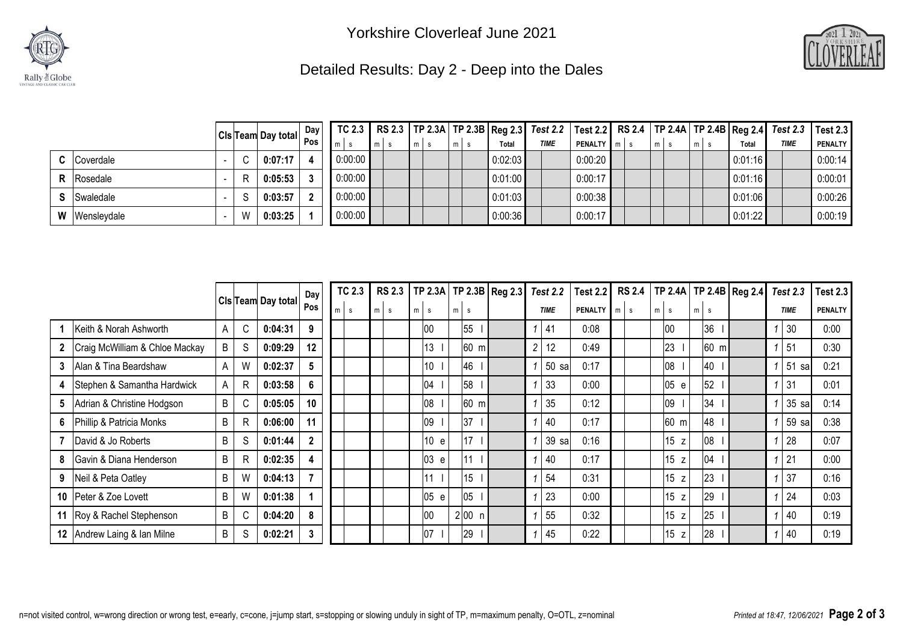# Yorkshire Cloverleaf June 2021

## Detailed Results: Day 2 - Deep into the Dales

| | | Cls | Team | Day total | Day Pos | TC 2.3 | RS 2.3 | TP 2.3A | TP 2.3B | Reg 2.3 Total | Test 2.2 TIME | Test 2.2 PENALTY | RS 2.4 | TP 2.4A | TP 2.4B | Reg 2.4 Total | Test 2.3 TIME | Test 2.3 PENALTY |
|---|---|---|---|---|---|---|---|---|---|---|---|---|---|---|---|---|---|---|
| C | Coverdale | - | C | **0:07:17** | **4** | 0:00:00 | | | | 0:02:03 | | 0:00:20 | | | | 0:01:16 | | 0:00:14 |
| R | Rosedale | - | R | **0:05:53** | **3** | 0:00:00 | | | | 0:01:00 | | 0:00:17 | | | | 0:01:16 | | 0:00:01 |
| S | Swaledale | - | S | **0:03:57** | **2** | 0:00:00 | | | | 0:01:03 | | 0:00:38 | | | | 0:01:06 | | 0:00:26 |
| W | Wensleydale | - | W | **0:03:25** | **1** | 0:00:00 | | | | 0:00:36 | | 0:00:17 | | | | 0:01:22 | | 0:00:19 |

| | | Cls | Team | Day total | Day Pos | TC 2.3 (m s) | RS 2.3 (m s) | TP 2.3A (m s) | TP 2.3B (m s) | Reg 2.3 | Test 2.2 TIME | Test 2.2 PENALTY | RS 2.4 (m s) | TP 2.4A (m s) | TP 2.4B (m s) | Reg 2.4 | Test 2.3 TIME | Test 2.3 PENALTY |
|---|---|---|---|---|---|---|---|---|---|---|---|---|---|---|---|---|---|---|
| **1** | Keith & Norah Ashworth | A | C | **0:04:31** | **9** | | | 00 | 55 l | | 1 41 | 0:08 | | 00 | 36 l | | 1 30 | 0:00 |
| **2** | Craig McWilliam & Chloe Mackay | B | S | **0:09:29** | **12** | | | 13 l | 60 m | | 2 12 | 0:49 | | 23 l | 60 m | | 1 51 | 0:30 |
| **3** | Alan & Tina Beardshaw | A | W | **0:02:37** | **5** | | | 10 l | 46 l | | 1 50 sa | 0:17 | | 08 l | 40 l | | 1 51 sa | 0:21 |
| **4** | Stephen & Samantha Hardwick | A | R | **0:03:58** | **6** | | | 04 l | 58 l | | 1 33 | 0:00 | | 05 e | 52 l | | 1 31 | 0:01 |
| **5** | Adrian & Christine Hodgson | B | C | **0:05:05** | **10** | | | 08 l | 60 m | | 1 35 | 0:12 | | 09 l | 34 l | | 1 35 sa | 0:14 |
| **6** | Phillip & Patricia Monks | B | R | **0:06:00** | **11** | | | 09 l | 37 l | | 1 40 | 0:17 | | 60 m | 48 l | | 1 59 sa | 0:38 |
| **7** | David & Jo Roberts | B | S | **0:01:44** | **2** | | | 10 e | 17 l | | 1 39 sa | 0:16 | | 15 z | 08 l | | 1 28 | 0:07 |
| **8** | Gavin & Diana Henderson | B | R | **0:02:35** | **4** | | | 03 e | 11 l | | 1 40 | 0:17 | | 15 z | 04 l | | 1 21 | 0:00 |
| **9** | Neil & Peta Oatley | B | W | **0:04:13** | **7** | | | 11 l | 15 l | | 1 54 | 0:31 | | 15 z | 23 l | | 1 37 | 0:16 |
| **10** | Peter & Zoe Lovett | B | W | **0:01:38** | **1** | | | 05 e | 05 l | | 1 23 | 0:00 | | 15 z | 29 l | | 1 24 | 0:03 |
| **11** | Roy & Rachel Stephenson | B | C | **0:04:20** | **8** | | | 00 | 2 00 n | | 1 55 | 0:32 | | 15 z | 25 l | | 1 40 | 0:19 |
| **12** | Andrew Laing & Ian Milne | B | S | **0:02:21** | **3** | | | 07 l | 29 l | | 1 45 | 0:22 | | 15 z | 28 l | | 1 40 | 0:19 |

n=not visited control, w=wrong direction or wrong test, e=early, c=cone, j=jump start, s=stopping or slowing unduly in sight of TP, m=maximum penalty, O=OTL, z=nominal

*Printed at 18:47, 12/06/2021*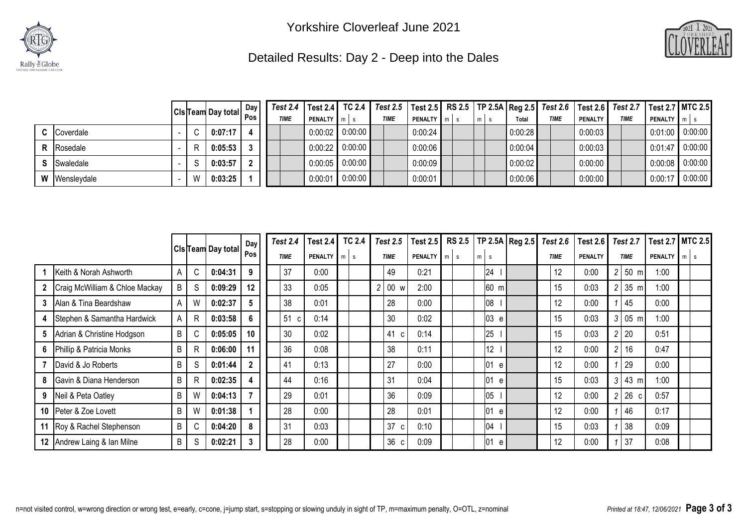# Yorkshire Cloverleaf June 2021

## Detailed Results: Day 2 - Deep into the Dales

| | | Cls | Team | Day total | Day Pos | Test 2.4 | Test 2.4 | TC 2.4 | Test 2.5 | Test 2.5 | RS 2.5 | TP 2.5A | Reg 2.5 | Test 2.6 | Test 2.6 | Test 2.7 | Test 2.7 | MTC 2.5 |
|---|---|---|---|---|---|---|---|---|---|---|---|---|---|---|---|---|---|---|
| | | | | | | TIME | PENALTY | m s | TIME | PENALTY | m s | m s | Total | TIME | PENALTY | TIME | PENALTY | m s |
| C | Coverdale | - | C | **0:07:17** | **4** | | 0:00:02 | 0:00:00 | | 0:00:24 | | | 0:00:28 | | 0:00:03 | | 0:01:00 | 0:00:00 |
| R | Rosedale | - | R | **0:05:53** | **3** | | 0:00:22 | 0:00:00 | | 0:00:06 | | | 0:00:04 | | 0:00:03 | | 0:01:47 | 0:00:00 |
| S | Swaledale | - | S | **0:03:57** | **2** | | 0:00:05 | 0:00:00 | | 0:00:09 | | | 0:00:02 | | 0:00:00 | | 0:00:08 | 0:00:00 |
| W | Wensleydale | - | W | **0:03:25** | **1** | | 0:00:01 | 0:00:00 | | 0:00:01 | | | 0:00:06 | | 0:00:00 | | 0:00:17 | 0:00:00 |

| | | Cls | Team | Day total | Day Pos | Test 2.4 | Test 2.4 | TC 2.4 | Test 2.5 | Test 2.5 | RS 2.5 | TP 2.5A | Reg 2.5 | Test 2.6 | Test 2.6 | Test 2.7 | Test 2.7 | MTC 2.5 |
|---|---|---|---|---|---|---|---|---|---|---|---|---|---|---|---|---|---|---|
| | | | | | | TIME | PENALTY | m s | TIME | PENALTY | m s | m s | | TIME | PENALTY | TIME | PENALTY | m s |
| **1** | Keith & Norah Ashworth | A | C | **0:04:31** | **9** | 37 | 0:00 | | 49 | 0:21 | | 24 l | | 12 | 0:00 | 2 50 m | 1:00 | |
| **2** | Craig McWilliam & Chloe Mackay | B | S | **0:09:29** | **12** | 33 | 0:05 | | 2 00 w | 2:00 | | 60 m | | 15 | 0:03 | 2 35 m | 1:00 | |
| **3** | Alan & Tina Beardshaw | A | W | **0:02:37** | **5** | 38 | 0:01 | | 28 | 0:00 | | 08 l | | 12 | 0:00 | 1 45 | 0:00 | |
| **4** | Stephen & Samantha Hardwick | A | R | **0:03:58** | **6** | 51 c | 0:14 | | 30 | 0:02 | | 03 e | | 15 | 0:03 | 3 05 m | 1:00 | |
| **5** | Adrian & Christine Hodgson | B | C | **0:05:05** | **10** | 30 | 0:02 | | 41 c | 0:14 | | 25 l | | 15 | 0:03 | 2 20 | 0:51 | |
| **6** | Phillip & Patricia Monks | B | R | **0:06:00** | **11** | 36 | 0:08 | | 38 | 0:11 | | 12 l | | 12 | 0:00 | 2 16 | 0:47 | |
| **7** | David & Jo Roberts | B | S | **0:01:44** | **2** | 41 | 0:13 | | 27 | 0:00 | | 01 e | | 12 | 0:00 | 1 29 | 0:00 | |
| **8** | Gavin & Diana Henderson | B | R | **0:02:35** | **4** | 44 | 0:16 | | 31 | 0:04 | | 01 e | | 15 | 0:03 | 3 43 m | 1:00 | |
| **9** | Neil & Peta Oatley | B | W | **0:04:13** | **7** | 29 | 0:01 | | 36 | 0:09 | | 05 l | | 12 | 0:00 | 2 26 c | 0:57 | |
| **10** | Peter & Zoe Lovett | B | W | **0:01:38** | **1** | 28 | 0:00 | | 28 | 0:01 | | 01 e | | 12 | 0:00 | 1 46 | 0:17 | |
| **11** | Roy & Rachel Stephenson | B | C | **0:04:20** | **8** | 31 | 0:03 | | 37 c | 0:10 | | 04 l | | 15 | 0:03 | 1 38 | 0:09 | |
| **12** | Andrew Laing & Ian Milne | B | S | **0:02:21** | **3** | 28 | 0:00 | | 36 c | 0:09 | | 01 e | | 12 | 0:00 | 1 37 | 0:08 | |

n=not visited control, w=wrong direction or wrong test, e=early, c=cone, j=jump start, s=stopping or slowing unduly in sight of TP, m=maximum penalty, O=OTL, z=nominal

*Printed at 18:47, 12/06/2021*